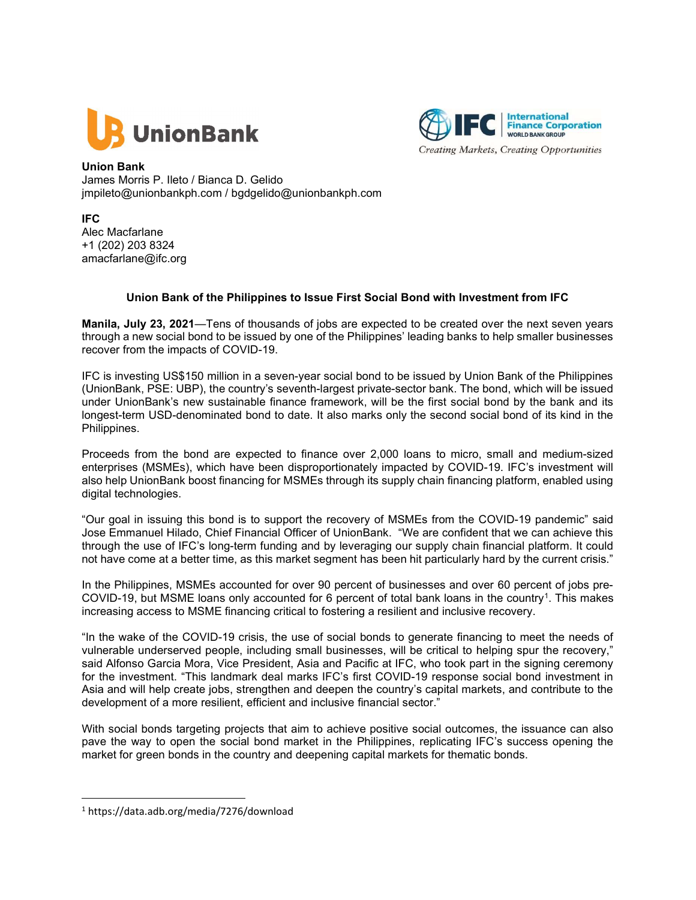**Union Bank**
James Morris P. Ileto / Bianca D. Gelido
jmpileto@unionbankph.com / bgdgelido@unionbankph.com

**IFC**
Alec Macfarlane
+1 (202) 203 8324
amacfarlane@ifc.org

## Union Bank of the Philippines to Issue First Social Bond with Investment from IFC

**Manila, July 23, 2021**—Tens of thousands of jobs are expected to be created over the next seven years through a new social bond to be issued by one of the Philippines' leading banks to help smaller businesses recover from the impacts of COVID-19.

IFC is investing US$150 million in a seven-year social bond to be issued by Union Bank of the Philippines (UnionBank, PSE: UBP), the country's seventh-largest private-sector bank. The bond, which will be issued under UnionBank's new sustainable finance framework, will be the first social bond by the bank and its longest-term USD-denominated bond to date. It also marks only the second social bond of its kind in the Philippines.

Proceeds from the bond are expected to finance over 2,000 loans to micro, small and medium-sized enterprises (MSMEs), which have been disproportionately impacted by COVID-19. IFC's investment will also help UnionBank boost financing for MSMEs through its supply chain financing platform, enabled using digital technologies.

"Our goal in issuing this bond is to support the recovery of MSMEs from the COVID-19 pandemic" said Jose Emmanuel Hilado, Chief Financial Officer of UnionBank. "We are confident that we can achieve this through the use of IFC's long-term funding and by leveraging our supply chain financial platform. It could not have come at a better time, as this market segment has been hit particularly hard by the current crisis."

In the Philippines, MSMEs accounted for over 90 percent of businesses and over 60 percent of jobs pre-COVID-19, but MSME loans only accounted for 6 percent of total bank loans in the country[1]. This makes increasing access to MSME financing critical to fostering a resilient and inclusive recovery.

"In the wake of the COVID-19 crisis, the use of social bonds to generate financing to meet the needs of vulnerable underserved people, including small businesses, will be critical to helping spur the recovery," said Alfonso Garcia Mora, Vice President, Asia and Pacific at IFC, who took part in the signing ceremony for the investment. "This landmark deal marks IFC's first COVID-19 response social bond investment in Asia and will help create jobs, strengthen and deepen the country's capital markets, and contribute to the development of a more resilient, efficient and inclusive financial sector."

With social bonds targeting projects that aim to achieve positive social outcomes, the issuance can also pave the way to open the social bond market in the Philippines, replicating IFC's success opening the market for green bonds in the country and deepening capital markets for thematic bonds.

[1] https://data.adb.org/media/7276/download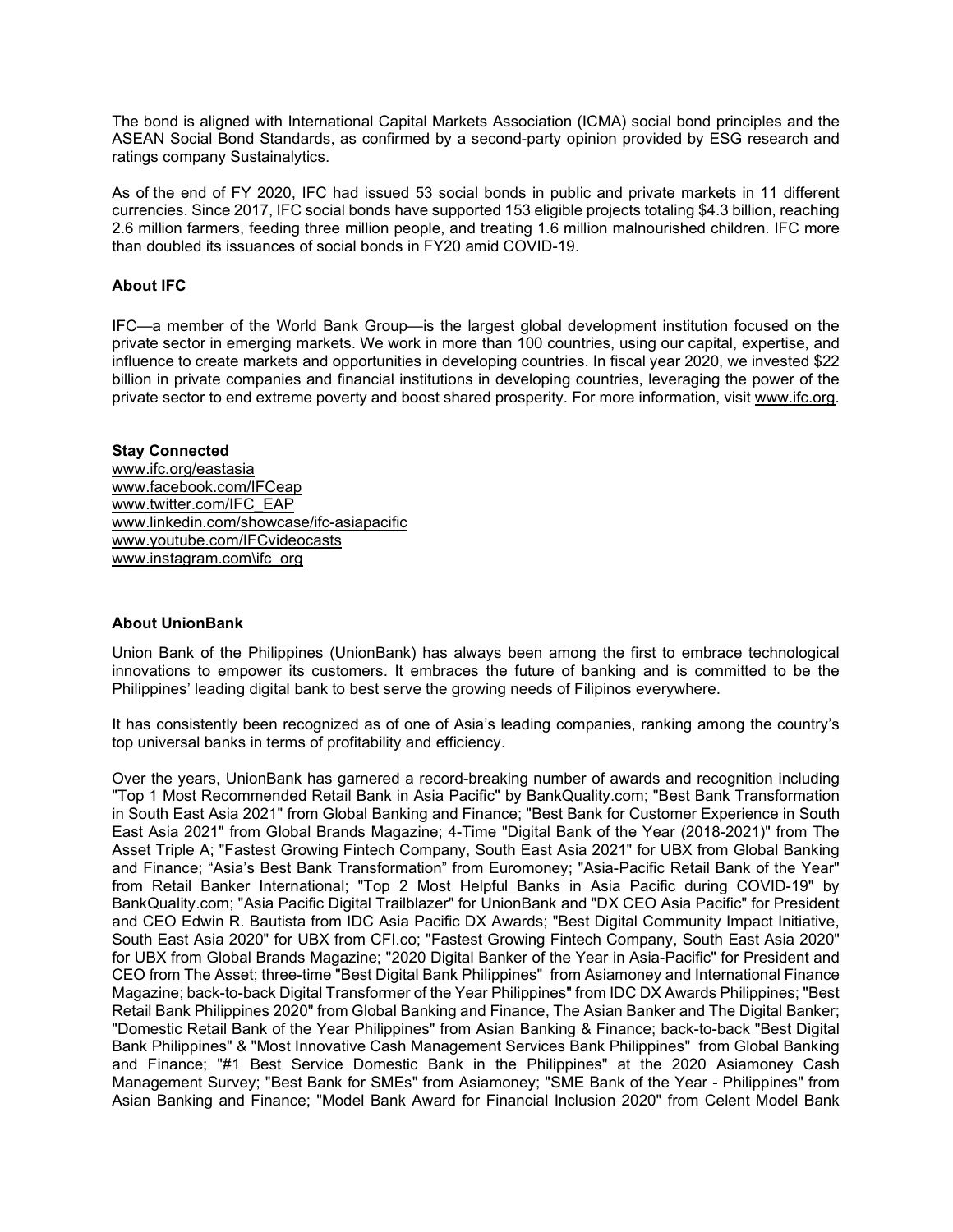The bond is aligned with International Capital Markets Association (ICMA) social bond principles and the ASEAN Social Bond Standards, as confirmed by a second-party opinion provided by ESG research and ratings company Sustainalytics.

As of the end of FY 2020, IFC had issued 53 social bonds in public and private markets in 11 different currencies. Since 2017, IFC social bonds have supported 153 eligible projects totaling $4.3 billion, reaching 2.6 million farmers, feeding three million people, and treating 1.6 million malnourished children. IFC more than doubled its issuances of social bonds in FY20 amid COVID-19.

**About IFC**

IFC—a member of the World Bank Group—is the largest global development institution focused on the private sector in emerging markets. We work in more than 100 countries, using our capital, expertise, and influence to create markets and opportunities in developing countries. In fiscal year 2020, we invested $22 billion in private companies and financial institutions in developing countries, leveraging the power of the private sector to end extreme poverty and boost shared prosperity. For more information, visit www.ifc.org.

**Stay Connected**
www.ifc.org/eastasia
www.facebook.com/IFCeap
www.twitter.com/IFC_EAP
www.linkedin.com/showcase/ifc-asiapacific
www.youtube.com/IFCvideocasts
www.instagram.com\ifc_org

**About UnionBank**

Union Bank of the Philippines (UnionBank) has always been among the first to embrace technological innovations to empower its customers. It embraces the future of banking and is committed to be the Philippines' leading digital bank to best serve the growing needs of Filipinos everywhere.

It has consistently been recognized as of one of Asia's leading companies, ranking among the country's top universal banks in terms of profitability and efficiency.

Over the years, UnionBank has garnered a record-breaking number of awards and recognition including "Top 1 Most Recommended Retail Bank in Asia Pacific" by BankQuality.com; "Best Bank Transformation in South East Asia 2021" from Global Banking and Finance; "Best Bank for Customer Experience in South East Asia 2021" from Global Brands Magazine; 4-Time "Digital Bank of the Year (2018-2021)" from The Asset Triple A; "Fastest Growing Fintech Company, South East Asia 2021" for UBX from Global Banking and Finance; "Asia's Best Bank Transformation" from Euromoney; "Asia-Pacific Retail Bank of the Year" from Retail Banker International; "Top 2 Most Helpful Banks in Asia Pacific during COVID-19" by BankQuality.com; "Asia Pacific Digital Trailblazer" for UnionBank and "DX CEO Asia Pacific" for President and CEO Edwin R. Bautista from IDC Asia Pacific DX Awards; "Best Digital Community Impact Initiative, South East Asia 2020" for UBX from CFI.co; "Fastest Growing Fintech Company, South East Asia 2020" for UBX from Global Brands Magazine; "2020 Digital Banker of the Year in Asia-Pacific" for President and CEO from The Asset; three-time "Best Digital Bank Philippines" from Asiamoney and International Finance Magazine; back-to-back Digital Transformer of the Year Philippines" from IDC DX Awards Philippines; "Best Retail Bank Philippines 2020" from Global Banking and Finance, The Asian Banker and The Digital Banker; "Domestic Retail Bank of the Year Philippines" from Asian Banking & Finance; back-to-back "Best Digital Bank Philippines" & "Most Innovative Cash Management Services Bank Philippines" from Global Banking and Finance; "#1 Best Service Domestic Bank in the Philippines" at the 2020 Asiamoney Cash Management Survey; "Best Bank for SMEs" from Asiamoney; "SME Bank of the Year - Philippines" from Asian Banking and Finance; "Model Bank Award for Financial Inclusion 2020" from Celent Model Bank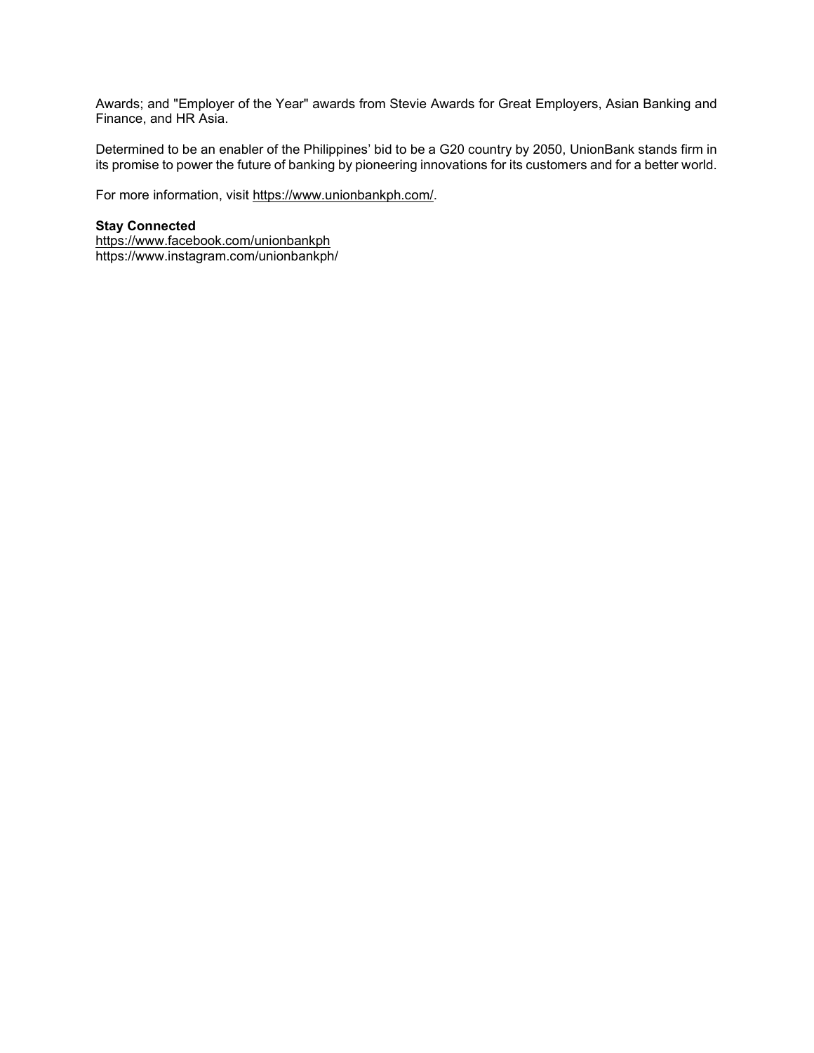Awards; and "Employer of the Year" awards from Stevie Awards for Great Employers, Asian Banking and Finance, and HR Asia.

Determined to be an enabler of the Philippines' bid to be a G20 country by 2050, UnionBank stands firm in its promise to power the future of banking by pioneering innovations for its customers and for a better world.

For more information, visit https://www.unionbankph.com/.

**Stay Connected**
https://www.facebook.com/unionbankph
https://www.instagram.com/unionbankph/